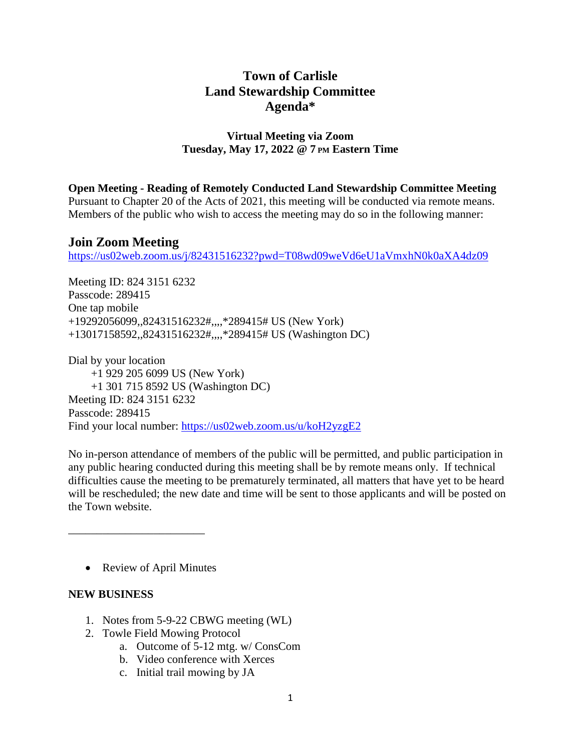# Town of Carlisle
# Land Stewardship Committee
# Agenda*

**Virtual Meeting via Zoom**
**Tuesday, May 17, 2022 @ 7 PM Eastern Time**

**Open Meeting - Reading of Remotely Conducted Land Stewardship Committee Meeting**
Pursuant to Chapter 20 of the Acts of 2021, this meeting will be conducted via remote means. Members of the public who wish to access the meeting may do so in the following manner:

## Join Zoom Meeting

https://us02web.zoom.us/j/82431516232?pwd=T08wd09weVd6eU1aVmxhN0k0aXA4dz09

Meeting ID: 824 3151 6232
Passcode: 289415
One tap mobile
+19292056099,,82431516232#,,,,*289415# US (New York)
+13017158592,,82431516232#,,,,*289415# US (Washington DC)

Dial by your location
+1 929 205 6099 US (New York)
+1 301 715 8592 US (Washington DC)
Meeting ID: 824 3151 6232
Passcode: 289415
Find your local number: https://us02web.zoom.us/u/koH2yzgE2

No in-person attendance of members of the public will be permitted, and public participation in any public hearing conducted during this meeting shall be by remote means only. If technical difficulties cause the meeting to be prematurely terminated, all matters that have yet to be heard will be rescheduled; the new date and time will be sent to those applicants and will be posted on the Town website.

---

- Review of April Minutes

**NEW BUSINESS**

1. Notes from 5-9-22 CBWG meeting (WL)
2. Towle Field Mowing Protocol
   a. Outcome of 5-12 mtg. w/ ConsCom
   b. Video conference with Xerces
   c. Initial trail mowing by JA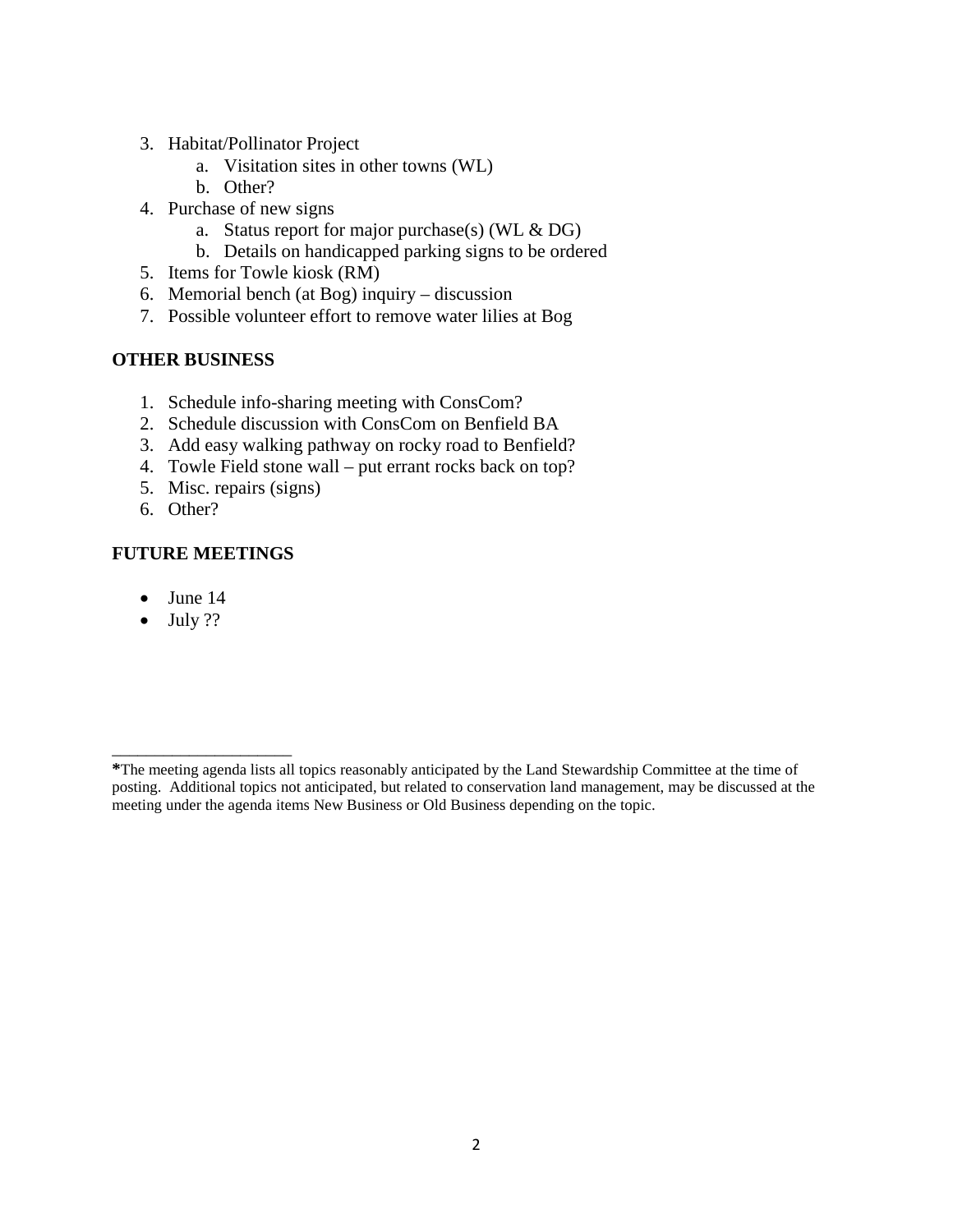3. Habitat/Pollinator Project
    a. Visitation sites in other towns (WL)
    b. Other?
4. Purchase of new signs
    a. Status report for major purchase(s) (WL & DG)
    b. Details on handicapped parking signs to be ordered
5. Items for Towle kiosk (RM)
6. Memorial bench (at Bog) inquiry – discussion
7. Possible volunteer effort to remove water lilies at Bog

**OTHER BUSINESS**

1. Schedule info-sharing meeting with ConsCom?
2. Schedule discussion with ConsCom on Benfield BA
3. Add easy walking pathway on rocky road to Benfield?
4. Towle Field stone wall – put errant rocks back on top?
5. Misc. repairs (signs)
6. Other?

**FUTURE MEETINGS**

- June 14
- July ??

---

**\***The meeting agenda lists all topics reasonably anticipated by the Land Stewardship Committee at the time of posting. Additional topics not anticipated, but related to conservation land management, may be discussed at the meeting under the agenda items New Business or Old Business depending on the topic.